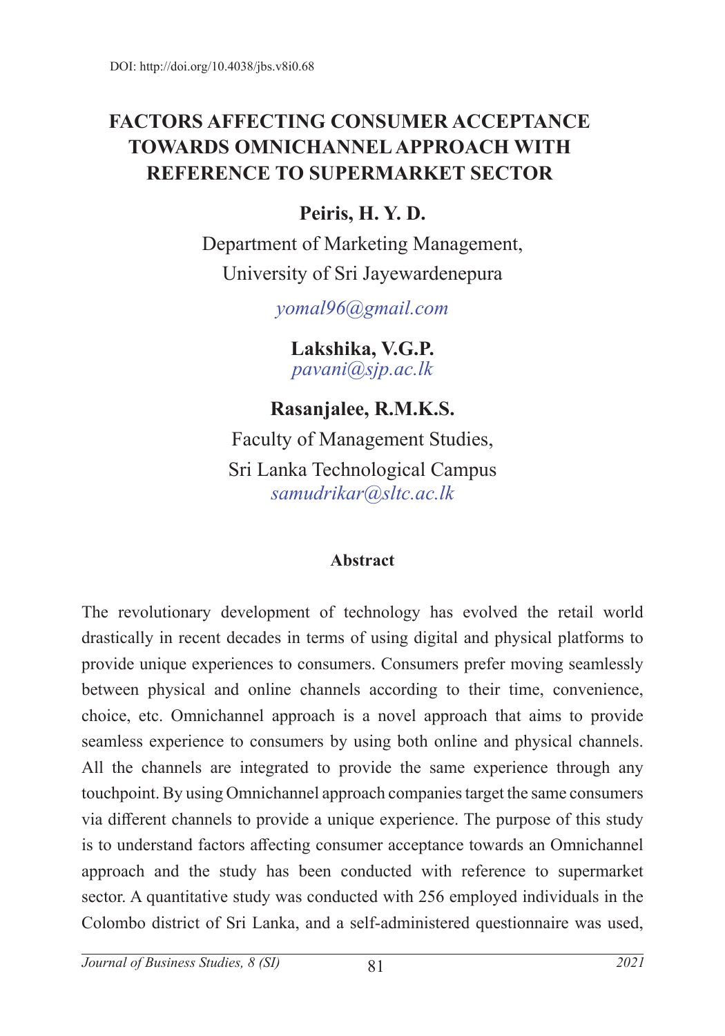DOI: http://doi.org/10.4038/jbs.v8i0.68

# FACTORS AFFECTING CONSUMER ACCEPTANCE TOWARDS OMNICHANNEL APPROACH WITH REFERENCE TO SUPERMARKET SECTOR

**Peiris, H. Y. D.**

Department of Marketing Management,
University of Sri Jayewardenepura

*yomal96@gmail.com*

**Lakshika, V.G.P.**
*pavani@sjp.ac.lk*

**Rasanjalee, R.M.K.S.**

Faculty of Management Studies,
Sri Lanka Technological Campus
*samudrikar@sltc.ac.lk*

## Abstract

The revolutionary development of technology has evolved the retail world drastically in recent decades in terms of using digital and physical platforms to provide unique experiences to consumers. Consumers prefer moving seamlessly between physical and online channels according to their time, convenience, choice, etc. Omnichannel approach is a novel approach that aims to provide seamless experience to consumers by using both online and physical channels. All the channels are integrated to provide the same experience through any touchpoint. By using Omnichannel approach companies target the same consumers via different channels to provide a unique experience. The purpose of this study is to understand factors affecting consumer acceptance towards an Omnichannel approach and the study has been conducted with reference to supermarket sector. A quantitative study was conducted with 256 employed individuals in the Colombo district of Sri Lanka, and a self-administered questionnaire was used,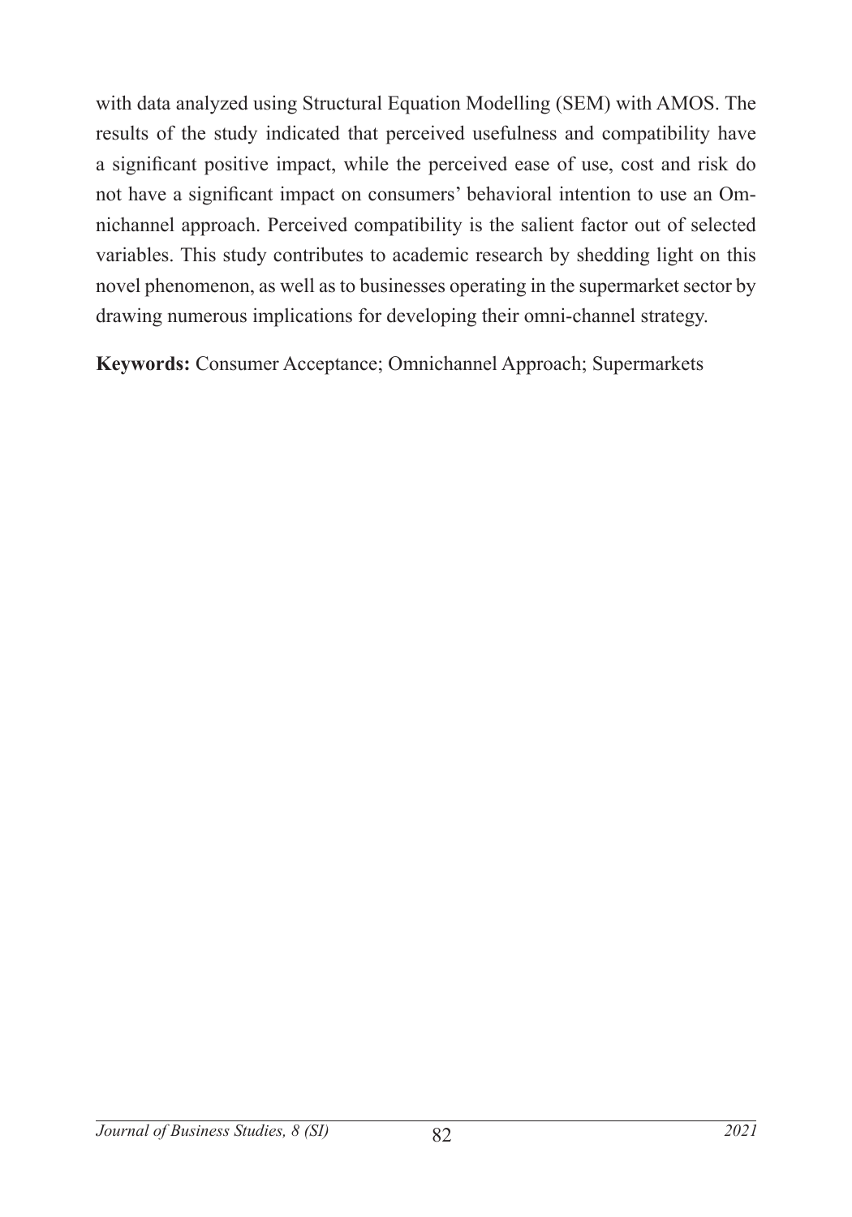with data analyzed using Structural Equation Modelling (SEM) with AMOS. The results of the study indicated that perceived usefulness and compatibility have a significant positive impact, while the perceived ease of use, cost and risk do not have a significant impact on consumers' behavioral intention to use an Omnichannel approach. Perceived compatibility is the salient factor out of selected variables. This study contributes to academic research by shedding light on this novel phenomenon, as well as to businesses operating in the supermarket sector by drawing numerous implications for developing their omni-channel strategy.

**Keywords:** Consumer Acceptance; Omnichannel Approach; Supermarkets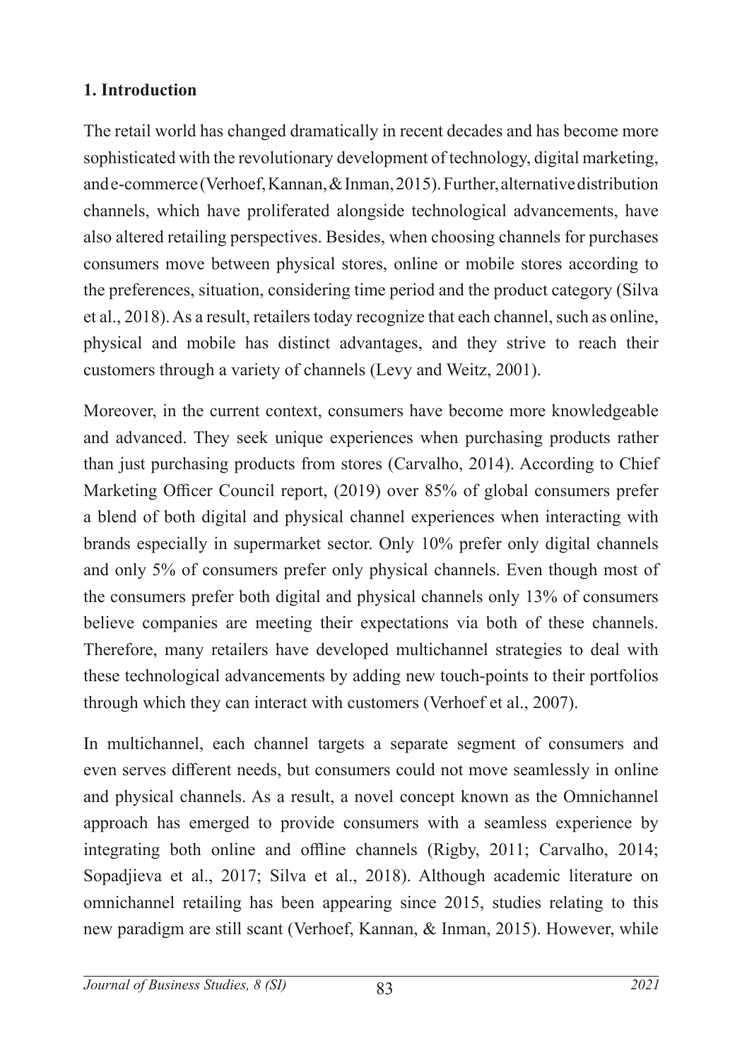## 1. Introduction

The retail world has changed dramatically in recent decades and has become more sophisticated with the revolutionary development of technology, digital marketing, and e-commerce (Verhoef, Kannan, & Inman, 2015). Further, alternative distribution channels, which have proliferated alongside technological advancements, have also altered retailing perspectives. Besides, when choosing channels for purchases consumers move between physical stores, online or mobile stores according to the preferences, situation, considering time period and the product category (Silva et al., 2018). As a result, retailers today recognize that each channel, such as online, physical and mobile has distinct advantages, and they strive to reach their customers through a variety of channels (Levy and Weitz, 2001).

Moreover, in the current context, consumers have become more knowledgeable and advanced. They seek unique experiences when purchasing products rather than just purchasing products from stores (Carvalho, 2014). According to Chief Marketing Officer Council report, (2019) over 85% of global consumers prefer a blend of both digital and physical channel experiences when interacting with brands especially in supermarket sector. Only 10% prefer only digital channels and only 5% of consumers prefer only physical channels. Even though most of the consumers prefer both digital and physical channels only 13% of consumers believe companies are meeting their expectations via both of these channels. Therefore, many retailers have developed multichannel strategies to deal with these technological advancements by adding new touch-points to their portfolios through which they can interact with customers (Verhoef et al., 2007).

In multichannel, each channel targets a separate segment of consumers and even serves different needs, but consumers could not move seamlessly in online and physical channels. As a result, a novel concept known as the Omnichannel approach has emerged to provide consumers with a seamless experience by integrating both online and offline channels (Rigby, 2011; Carvalho, 2014; Sopadjieva et al., 2017; Silva et al., 2018). Although academic literature on omnichannel retailing has been appearing since 2015, studies relating to this new paradigm are still scant (Verhoef, Kannan, & Inman, 2015). However, while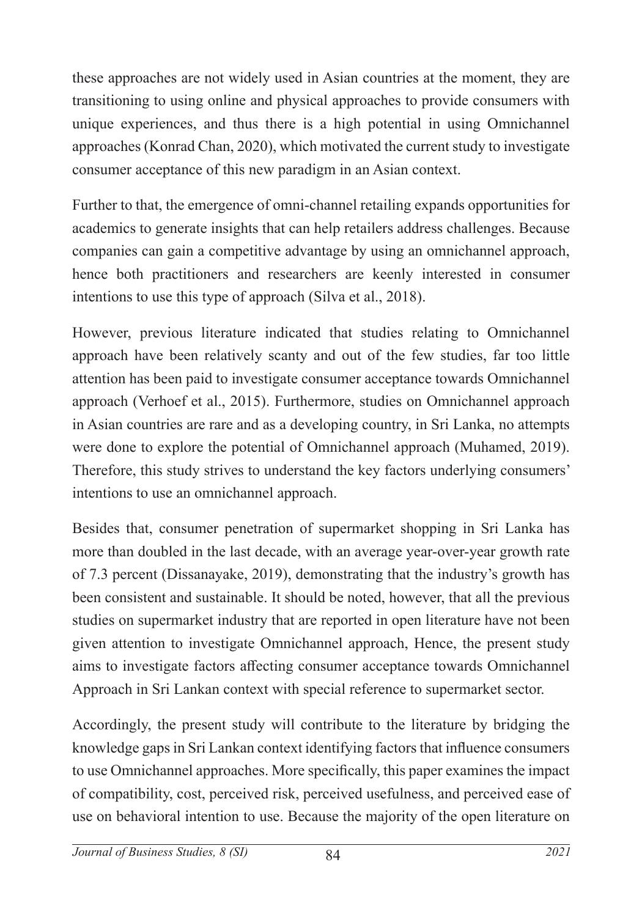these approaches are not widely used in Asian countries at the moment, they are transitioning to using online and physical approaches to provide consumers with unique experiences, and thus there is a high potential in using Omnichannel approaches (Konrad Chan, 2020), which motivated the current study to investigate consumer acceptance of this new paradigm in an Asian context.

Further to that, the emergence of omni-channel retailing expands opportunities for academics to generate insights that can help retailers address challenges. Because companies can gain a competitive advantage by using an omnichannel approach, hence both practitioners and researchers are keenly interested in consumer intentions to use this type of approach (Silva et al., 2018).

However, previous literature indicated that studies relating to Omnichannel approach have been relatively scanty and out of the few studies, far too little attention has been paid to investigate consumer acceptance towards Omnichannel approach (Verhoef et al., 2015). Furthermore, studies on Omnichannel approach in Asian countries are rare and as a developing country, in Sri Lanka, no attempts were done to explore the potential of Omnichannel approach (Muhamed, 2019). Therefore, this study strives to understand the key factors underlying consumers' intentions to use an omnichannel approach.

Besides that, consumer penetration of supermarket shopping in Sri Lanka has more than doubled in the last decade, with an average year-over-year growth rate of 7.3 percent (Dissanayake, 2019), demonstrating that the industry's growth has been consistent and sustainable. It should be noted, however, that all the previous studies on supermarket industry that are reported in open literature have not been given attention to investigate Omnichannel approach, Hence, the present study aims to investigate factors affecting consumer acceptance towards Omnichannel Approach in Sri Lankan context with special reference to supermarket sector.

Accordingly, the present study will contribute to the literature by bridging the knowledge gaps in Sri Lankan context identifying factors that influence consumers to use Omnichannel approaches. More specifically, this paper examines the impact of compatibility, cost, perceived risk, perceived usefulness, and perceived ease of use on behavioral intention to use. Because the majority of the open literature on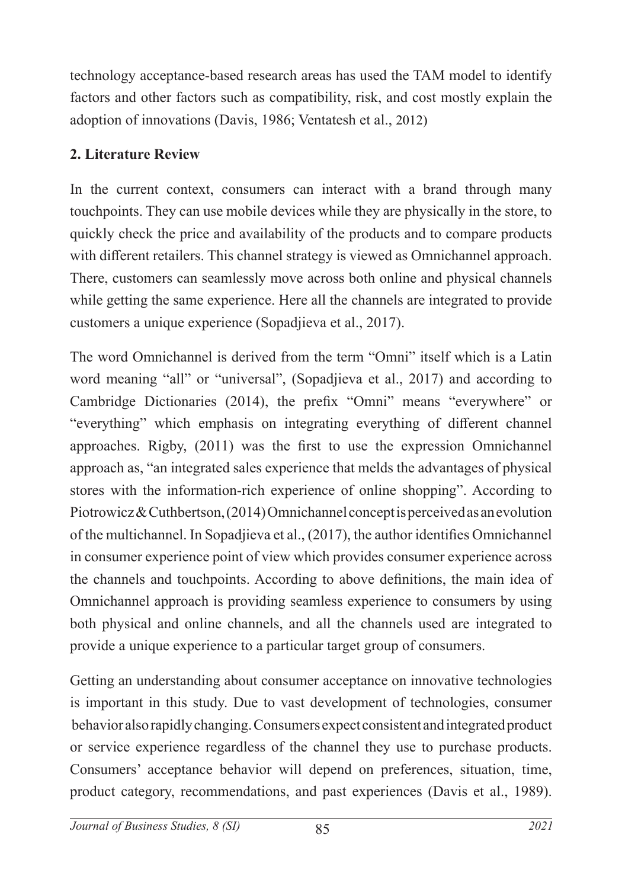technology acceptance-based research areas has used the TAM model to identify factors and other factors such as compatibility, risk, and cost mostly explain the adoption of innovations (Davis, 1986; Ventatesh et al., 2012)

## 2. Literature Review

In the current context, consumers can interact with a brand through many touchpoints. They can use mobile devices while they are physically in the store, to quickly check the price and availability of the products and to compare products with different retailers. This channel strategy is viewed as Omnichannel approach. There, customers can seamlessly move across both online and physical channels while getting the same experience. Here all the channels are integrated to provide customers a unique experience (Sopadjieva et al., 2017).

The word Omnichannel is derived from the term "Omni" itself which is a Latin word meaning "all" or "universal", (Sopadjieva et al., 2017) and according to Cambridge Dictionaries (2014), the prefix "Omni" means "everywhere" or "everything" which emphasis on integrating everything of different channel approaches. Rigby, (2011) was the first to use the expression Omnichannel approach as, "an integrated sales experience that melds the advantages of physical stores with the information-rich experience of online shopping". According to Piotrowicz & Cuthbertson, (2014) Omnichannel concept is perceived as an evolution of the multichannel. In Sopadjieva et al., (2017), the author identifies Omnichannel in consumer experience point of view which provides consumer experience across the channels and touchpoints. According to above definitions, the main idea of Omnichannel approach is providing seamless experience to consumers by using both physical and online channels, and all the channels used are integrated to provide a unique experience to a particular target group of consumers.

Getting an understanding about consumer acceptance on innovative technologies is important in this study. Due to vast development of technologies, consumer behavior also rapidly changing. Consumers expect consistent and integrated product or service experience regardless of the channel they use to purchase products. Consumers' acceptance behavior will depend on preferences, situation, time, product category, recommendations, and past experiences (Davis et al., 1989).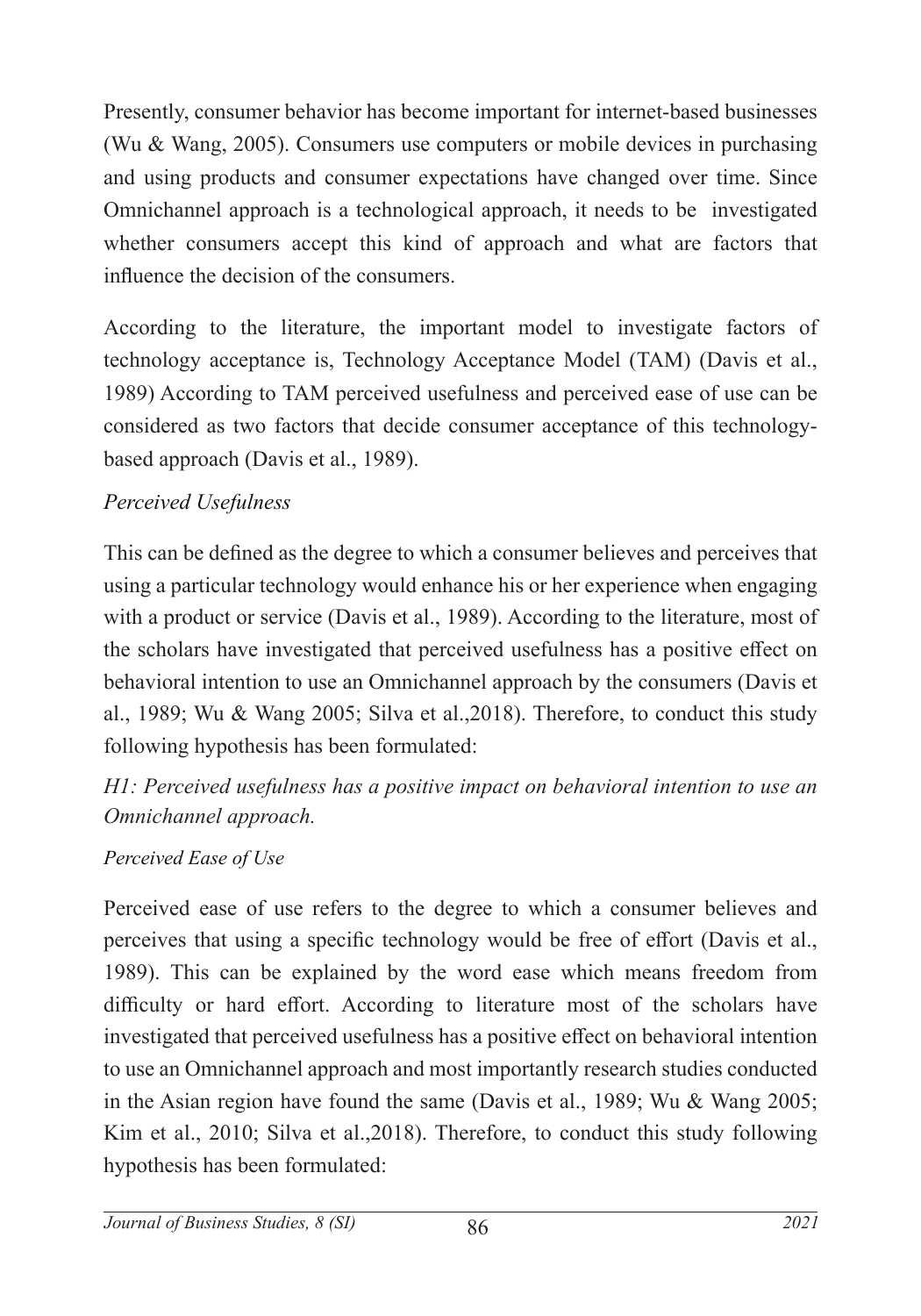Presently, consumer behavior has become important for internet-based businesses (Wu & Wang, 2005). Consumers use computers or mobile devices in purchasing and using products and consumer expectations have changed over time. Since Omnichannel approach is a technological approach, it needs to be investigated whether consumers accept this kind of approach and what are factors that influence the decision of the consumers.

According to the literature, the important model to investigate factors of technology acceptance is, Technology Acceptance Model (TAM) (Davis et al., 1989) According to TAM perceived usefulness and perceived ease of use can be considered as two factors that decide consumer acceptance of this technology-based approach (Davis et al., 1989).

*Perceived Usefulness*

This can be defined as the degree to which a consumer believes and perceives that using a particular technology would enhance his or her experience when engaging with a product or service (Davis et al., 1989). According to the literature, most of the scholars have investigated that perceived usefulness has a positive effect on behavioral intention to use an Omnichannel approach by the consumers (Davis et al., 1989; Wu & Wang 2005; Silva et al.,2018). Therefore, to conduct this study following hypothesis has been formulated:

*H1: Perceived usefulness has a positive impact on behavioral intention to use an Omnichannel approach.*

*Perceived Ease of Use*

Perceived ease of use refers to the degree to which a consumer believes and perceives that using a specific technology would be free of effort (Davis et al., 1989). This can be explained by the word ease which means freedom from difficulty or hard effort. According to literature most of the scholars have investigated that perceived usefulness has a positive effect on behavioral intention to use an Omnichannel approach and most importantly research studies conducted in the Asian region have found the same (Davis et al., 1989; Wu & Wang 2005; Kim et al., 2010; Silva et al.,2018). Therefore, to conduct this study following hypothesis has been formulated: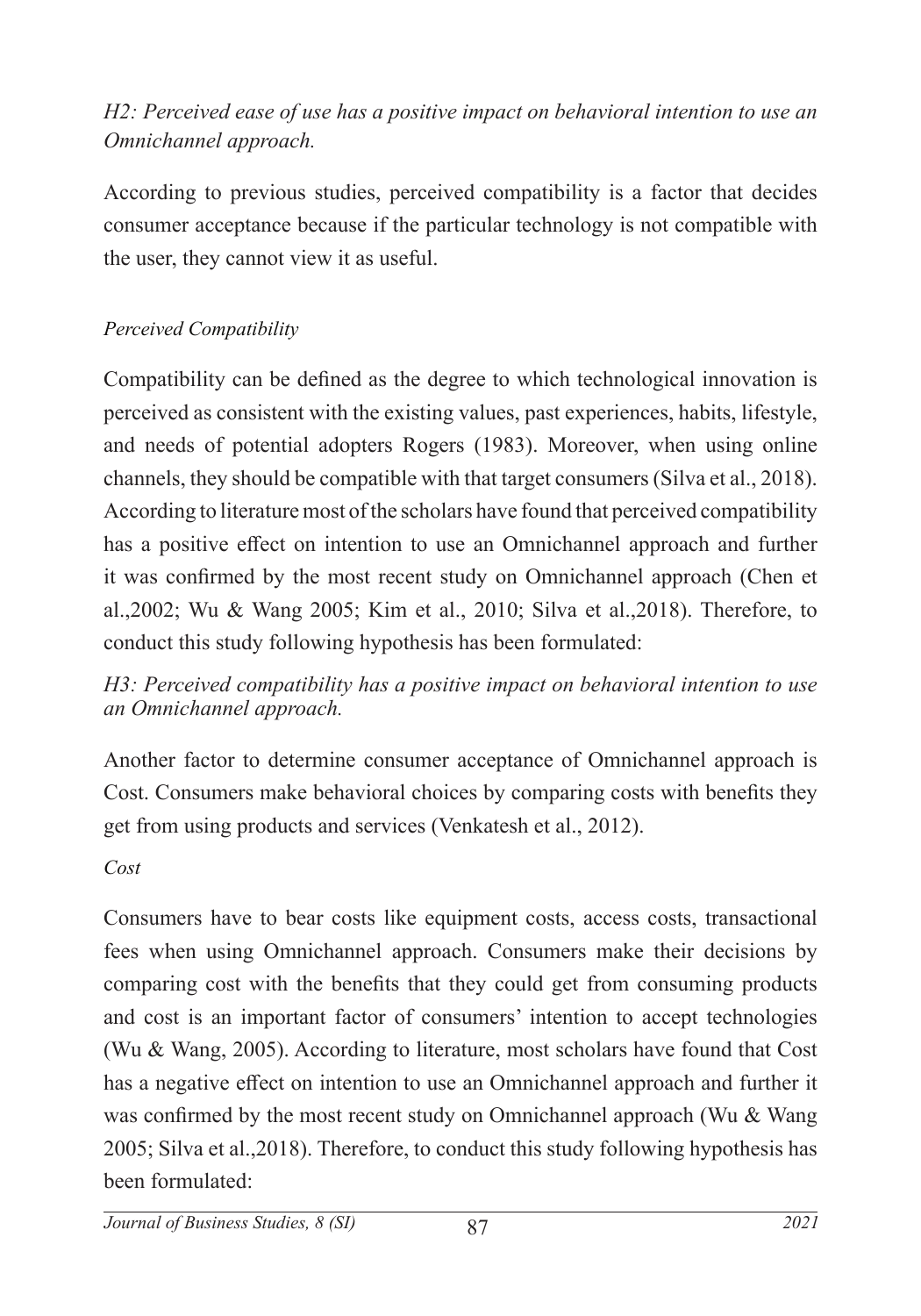*H2: Perceived ease of use has a positive impact on behavioral intention to use an Omnichannel approach.*

According to previous studies, perceived compatibility is a factor that decides consumer acceptance because if the particular technology is not compatible with the user, they cannot view it as useful.

### *Perceived Compatibility*

Compatibility can be defined as the degree to which technological innovation is perceived as consistent with the existing values, past experiences, habits, lifestyle, and needs of potential adopters Rogers (1983). Moreover, when using online channels, they should be compatible with that target consumers (Silva et al., 2018). According to literature most of the scholars have found that perceived compatibility has a positive effect on intention to use an Omnichannel approach and further it was confirmed by the most recent study on Omnichannel approach (Chen et al.,2002; Wu & Wang 2005; Kim et al., 2010; Silva et al.,2018). Therefore, to conduct this study following hypothesis has been formulated:

*H3: Perceived compatibility has a positive impact on behavioral intention to use an Omnichannel approach.*

Another factor to determine consumer acceptance of Omnichannel approach is Cost. Consumers make behavioral choices by comparing costs with benefits they get from using products and services (Venkatesh et al., 2012).

### *Cost*

Consumers have to bear costs like equipment costs, access costs, transactional fees when using Omnichannel approach. Consumers make their decisions by comparing cost with the benefits that they could get from consuming products and cost is an important factor of consumers' intention to accept technologies (Wu & Wang, 2005). According to literature, most scholars have found that Cost has a negative effect on intention to use an Omnichannel approach and further it was confirmed by the most recent study on Omnichannel approach (Wu & Wang 2005; Silva et al.,2018). Therefore, to conduct this study following hypothesis has been formulated: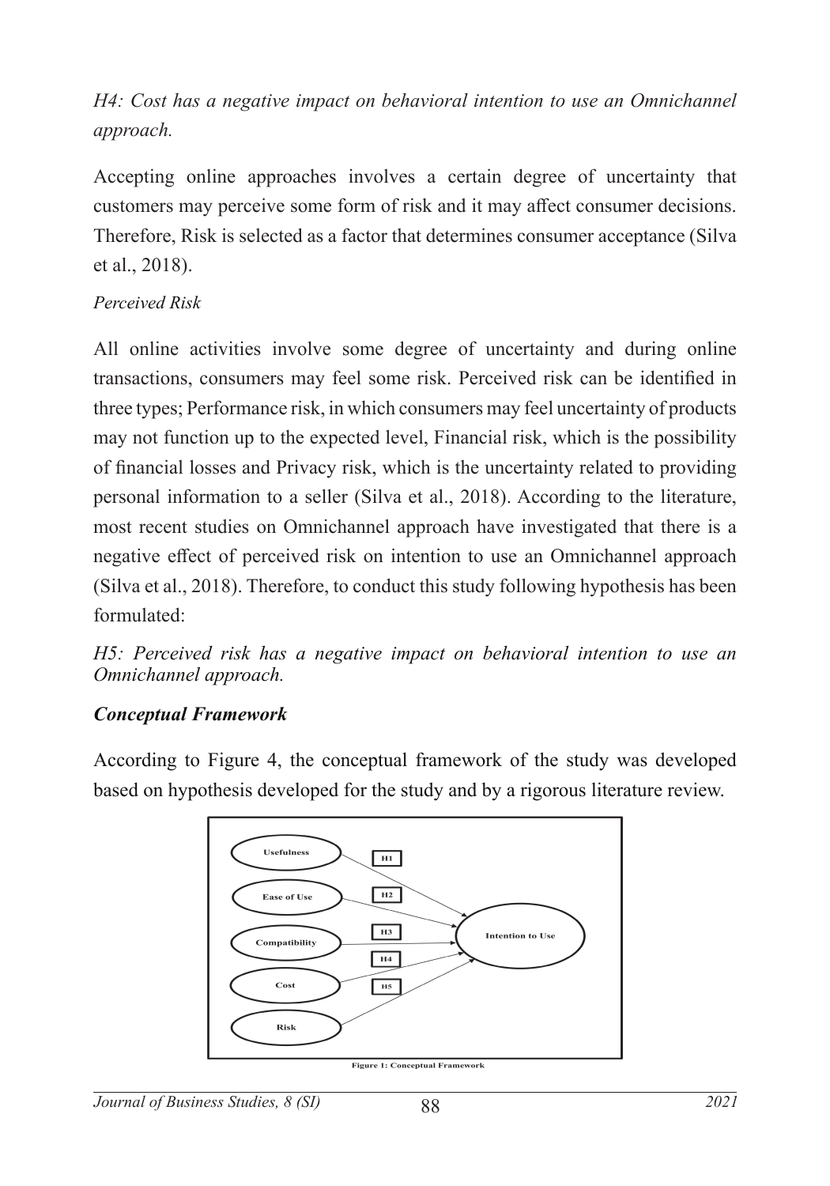*H4: Cost has a negative impact on behavioral intention to use an Omnichannel approach.*

Accepting online approaches involves a certain degree of uncertainty that customers may perceive some form of risk and it may affect consumer decisions. Therefore, Risk is selected as a factor that determines consumer acceptance (Silva et al., 2018).

*Perceived Risk*

All online activities involve some degree of uncertainty and during online transactions, consumers may feel some risk. Perceived risk can be identified in three types; Performance risk, in which consumers may feel uncertainty of products may not function up to the expected level, Financial risk, which is the possibility of financial losses and Privacy risk, which is the uncertainty related to providing personal information to a seller (Silva et al., 2018). According to the literature, most recent studies on Omnichannel approach have investigated that there is a negative effect of perceived risk on intention to use an Omnichannel approach (Silva et al., 2018). Therefore, to conduct this study following hypothesis has been formulated:

*H5: Perceived risk has a negative impact on behavioral intention to use an Omnichannel approach.*

***Conceptual Framework***

According to Figure 4, the conceptual framework of the study was developed based on hypothesis developed for the study and by a rigorous literature review.

Usefulness, Ease of Use, Compatibility, Cost, Risk → (H1, H2, H3, H4, H5) → Intention to Use

**Figure 1: Conceptual Framework**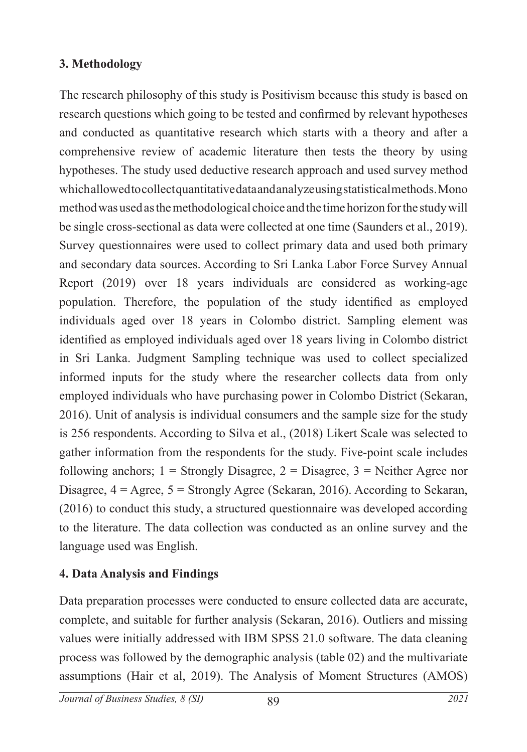## 3. Methodology

The research philosophy of this study is Positivism because this study is based on research questions which going to be tested and confirmed by relevant hypotheses and conducted as quantitative research which starts with a theory and after a comprehensive review of academic literature then tests the theory by using hypotheses. The study used deductive research approach and used survey method which allowed to collect quantitative data and analyze using statistical methods. Mono method was used as the methodological choice and the time horizon for the study will be single cross-sectional as data were collected at one time (Saunders et al., 2019). Survey questionnaires were used to collect primary data and used both primary and secondary data sources. According to Sri Lanka Labor Force Survey Annual Report (2019) over 18 years individuals are considered as working-age population. Therefore, the population of the study identified as employed individuals aged over 18 years in Colombo district. Sampling element was identified as employed individuals aged over 18 years living in Colombo district in Sri Lanka. Judgment Sampling technique was used to collect specialized informed inputs for the study where the researcher collects data from only employed individuals who have purchasing power in Colombo District (Sekaran, 2016). Unit of analysis is individual consumers and the sample size for the study is 256 respondents. According to Silva et al., (2018) Likert Scale was selected to gather information from the respondents for the study. Five-point scale includes following anchors; 1 = Strongly Disagree, 2 = Disagree, 3 = Neither Agree nor Disagree, 4 = Agree, 5 = Strongly Agree (Sekaran, 2016). According to Sekaran, (2016) to conduct this study, a structured questionnaire was developed according to the literature. The data collection was conducted as an online survey and the language used was English.

## 4. Data Analysis and Findings

Data preparation processes were conducted to ensure collected data are accurate, complete, and suitable for further analysis (Sekaran, 2016). Outliers and missing values were initially addressed with IBM SPSS 21.0 software. The data cleaning process was followed by the demographic analysis (table 02) and the multivariate assumptions (Hair et al, 2019). The Analysis of Moment Structures (AMOS)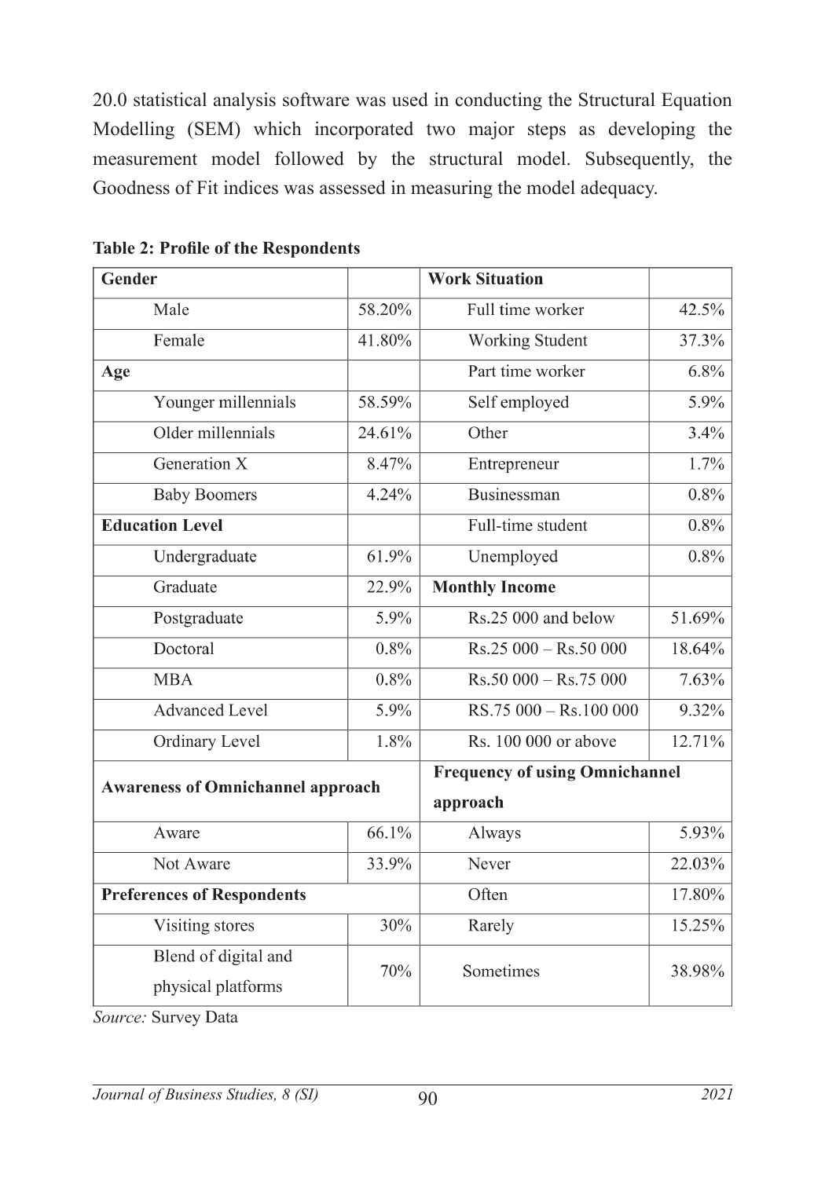20.0 statistical analysis software was used in conducting the Structural Equation Modelling (SEM) which incorporated two major steps as developing the measurement model followed by the structural model. Subsequently, the Goodness of Fit indices was assessed in measuring the model adequacy.

**Table 2: Profile of the Respondents**

| **Gender** | | **Work Situation** | |
|---|---|---|---|
| Male | 58.20% | Full time worker | 42.5% |
| Female | 41.80% | Working Student | 37.3% |
| **Age** | | Part time worker | 6.8% |
| Younger millennials | 58.59% | Self employed | 5.9% |
| Older millennials | 24.61% | Other | 3.4% |
| Generation X | 8.47% | Entrepreneur | 1.7% |
| Baby Boomers | 4.24% | Businessman | 0.8% |
| **Education Level** | | Full-time student | 0.8% |
| Undergraduate | 61.9% | Unemployed | 0.8% |
| Graduate | 22.9% | **Monthly Income** | |
| Postgraduate | 5.9% | Rs.25 000 and below | 51.69% |
| Doctoral | 0.8% | Rs.25 000 – Rs.50 000 | 18.64% |
| MBA | 0.8% | Rs.50 000 – Rs.75 000 | 7.63% |
| Advanced Level | 5.9% | RS.75 000 – Rs.100 000 | 9.32% |
| Ordinary Level | 1.8% | Rs. 100 000 or above | 12.71% |
| **Awareness of Omnichannel approach** | | **Frequency of using Omnichannel approach** | |
| Aware | 66.1% | Always | 5.93% |
| Not Aware | 33.9% | Never | 22.03% |
| **Preferences of Respondents** | | Often | 17.80% |
| Visiting stores | 30% | Rarely | 15.25% |
| Blend of digital and physical platforms | 70% | Sometimes | 38.98% |

*Source:* Survey Data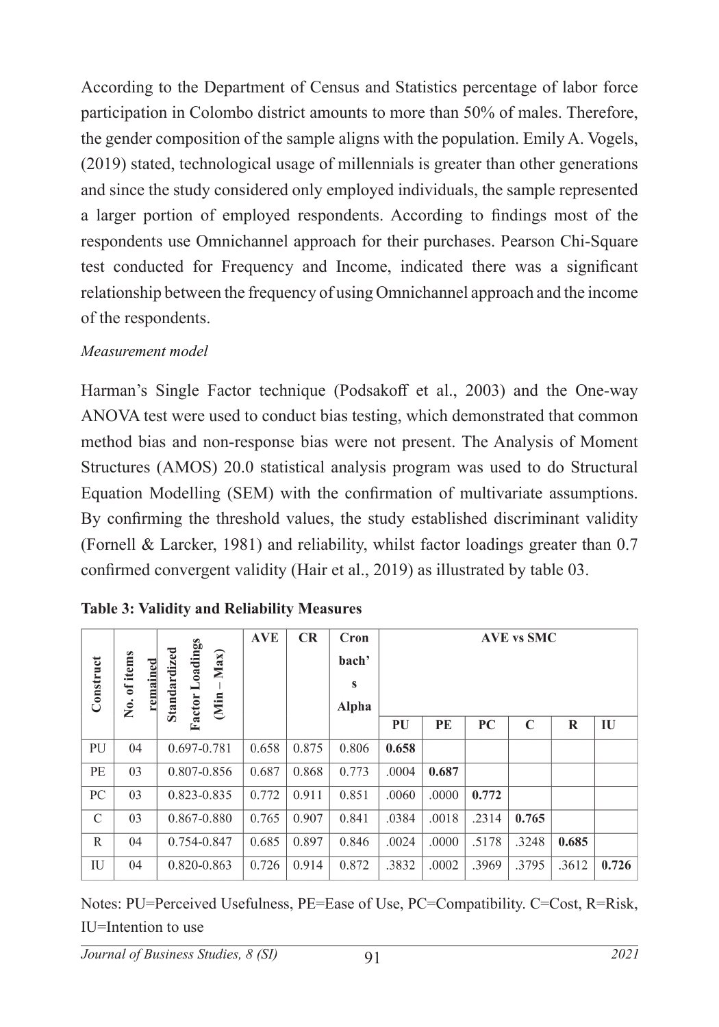According to the Department of Census and Statistics percentage of labor force participation in Colombo district amounts to more than 50% of males. Therefore, the gender composition of the sample aligns with the population. Emily A. Vogels, (2019) stated, technological usage of millennials is greater than other generations and since the study considered only employed individuals, the sample represented a larger portion of employed respondents. According to findings most of the respondents use Omnichannel approach for their purchases. Pearson Chi-Square test conducted for Frequency and Income, indicated there was a significant relationship between the frequency of using Omnichannel approach and the income of the respondents.

*Measurement model*

Harman's Single Factor technique (Podsakoff et al., 2003) and the One-way ANOVA test were used to conduct bias testing, which demonstrated that common method bias and non-response bias were not present. The Analysis of Moment Structures (AMOS) 20.0 statistical analysis program was used to do Structural Equation Modelling (SEM) with the confirmation of multivariate assumptions. By confirming the threshold values, the study established discriminant validity (Fornell & Larcker, 1981) and reliability, whilst factor loadings greater than 0.7 confirmed convergent validity (Hair et al., 2019) as illustrated by table 03.

**Table 3: Validity and Reliability Measures**

| Construct | No. of items remained | Standardized Factor Loadings (Min – Max) | AVE | CR | Cronbach's Alpha | AVE vs SMC | | | | | |
|---|---|---|---|---|---|---|---|---|---|---|---|
| | | | | | | PU | PE | PC | C | R | IU |
| PU | 04 | 0.697-0.781 | 0.658 | 0.875 | 0.806 | **0.658** | | | | | |
| PE | 03 | 0.807-0.856 | 0.687 | 0.868 | 0.773 | .0004 | **0.687** | | | | |
| PC | 03 | 0.823-0.835 | 0.772 | 0.911 | 0.851 | .0060 | .0000 | **0.772** | | | |
| C | 03 | 0.867-0.880 | 0.765 | 0.907 | 0.841 | .0384 | .0018 | .2314 | **0.765** | | |
| R | 04 | 0.754-0.847 | 0.685 | 0.897 | 0.846 | .0024 | .0000 | .5178 | .3248 | **0.685** | |
| IU | 04 | 0.820-0.863 | 0.726 | 0.914 | 0.872 | .3832 | .0002 | .3969 | .3795 | .3612 | **0.726** |

Notes: PU=Perceived Usefulness, PE=Ease of Use, PC=Compatibility. C=Cost, R=Risk, IU=Intention to use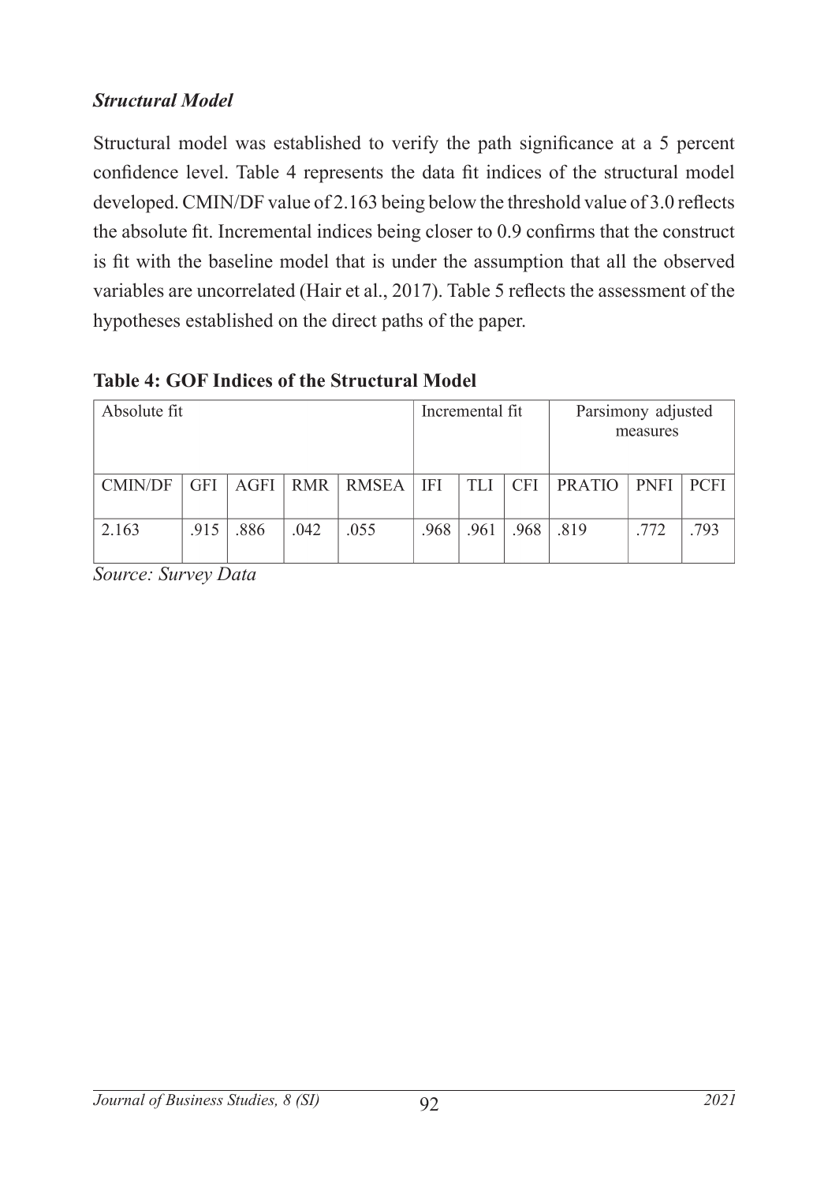### *Structural Model*

Structural model was established to verify the path significance at a 5 percent confidence level. Table 4 represents the data fit indices of the structural model developed. CMIN/DF value of 2.163 being below the threshold value of 3.0 reflects the absolute fit. Incremental indices being closer to 0.9 confirms that the construct is fit with the baseline model that is under the assumption that all the observed variables are uncorrelated (Hair et al., 2017). Table 5 reflects the assessment of the hypotheses established on the direct paths of the paper.

**Table 4: GOF Indices of the Structural Model**

| Absolute fit | | | | | Incremental fit | | | Parsimony adjusted measures | | |
|---|---|---|---|---|---|---|---|---|---|---|
| CMIN/DF | GFI | AGFI | RMR | RMSEA | IFI | TLI | CFI | PRATIO | PNFI | PCFI |
| 2.163 | .915 | .886 | .042 | .055 | .968 | .961 | .968 | .819 | .772 | .793 |

*Source: Survey Data*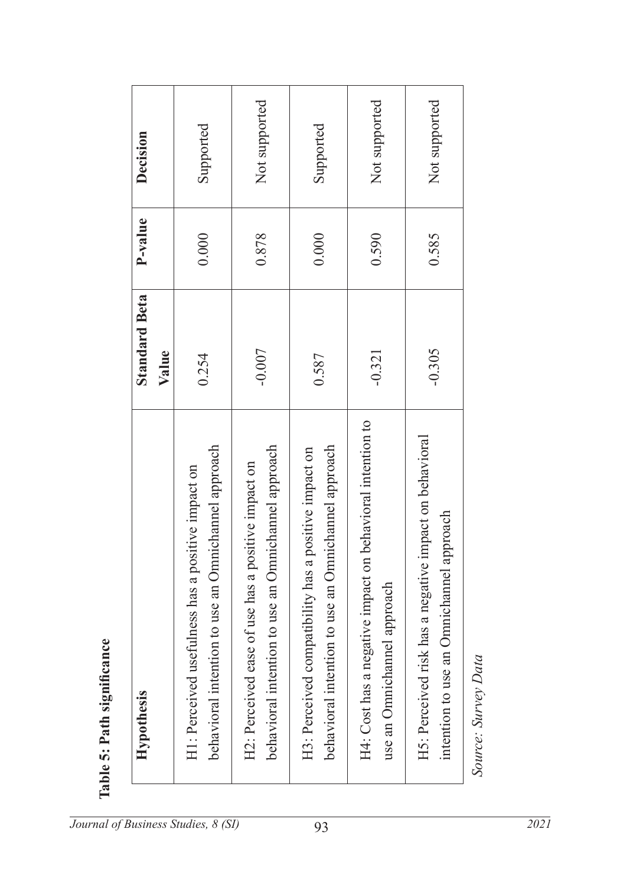**Table 5: Path significance**

| Hypothesis | Standard Beta Value | P-value | Decision |
|---|---|---|---|
| H1: Perceived usefulness has a positive impact on behavioral intention to use an Omnichannel approach | 0.254 | 0.000 | Supported |
| H2: Perceived ease of use has a positive impact on behavioral intention to use an Omnichannel approach | -0.007 | 0.878 | Not supported |
| H3: Perceived compatibility has a positive impact on behavioral intention to use an Omnichannel approach | 0.587 | 0.000 | Supported |
| H4: Cost has a negative impact on behavioral intention to use an Omnichannel approach | -0.321 | 0.590 | Not supported |
| H5: Perceived risk has a negative impact on behavioral intention to use an Omnichannel approach | -0.305 | 0.585 | Not supported |

*Source: Survey Data*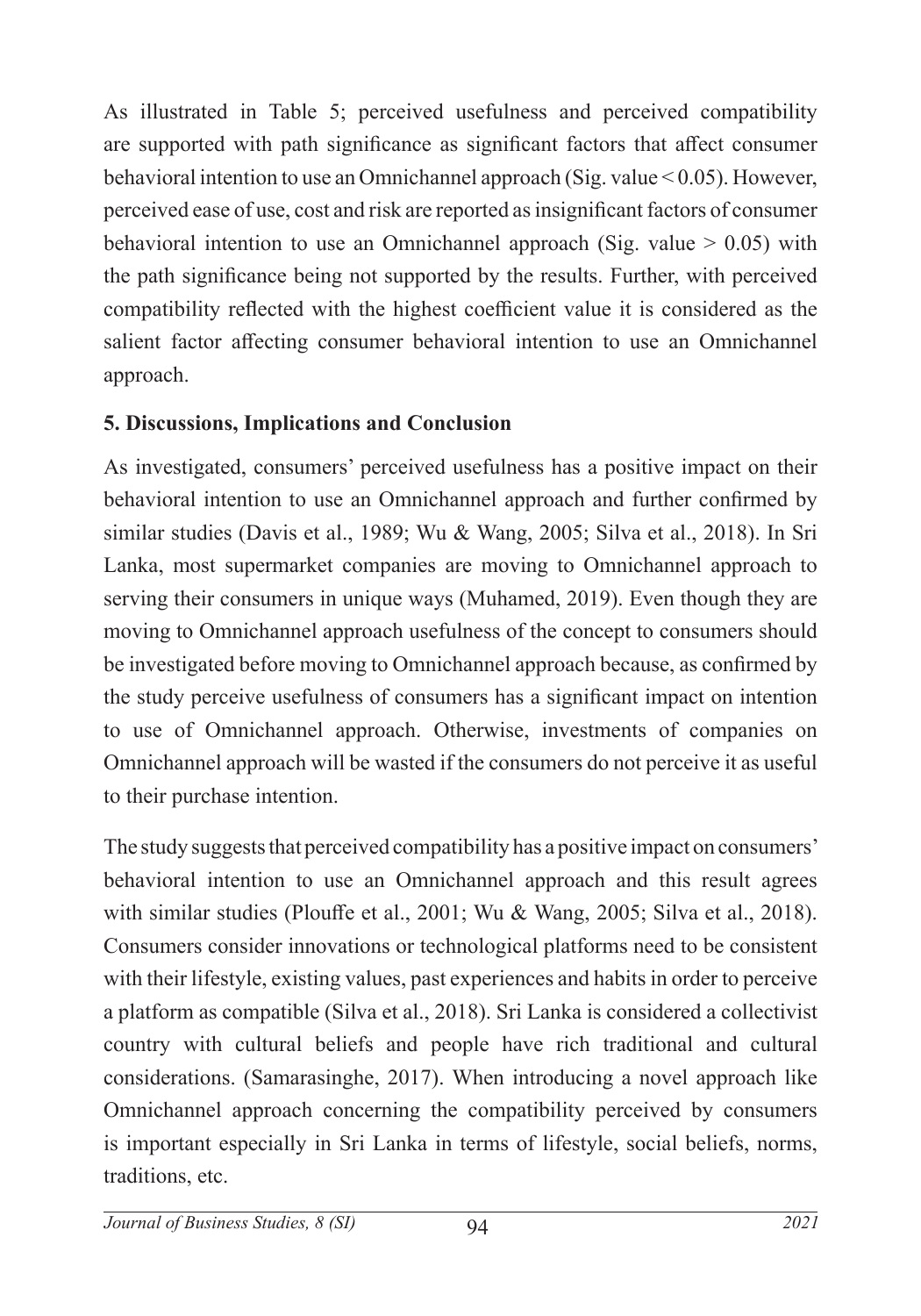As illustrated in Table 5; perceived usefulness and perceived compatibility are supported with path significance as significant factors that affect consumer behavioral intention to use an Omnichannel approach (Sig. value < 0.05). However, perceived ease of use, cost and risk are reported as insignificant factors of consumer behavioral intention to use an Omnichannel approach (Sig. value > 0.05) with the path significance being not supported by the results. Further, with perceived compatibility reflected with the highest coefficient value it is considered as the salient factor affecting consumer behavioral intention to use an Omnichannel approach.

## 5. Discussions, Implications and Conclusion

As investigated, consumers' perceived usefulness has a positive impact on their behavioral intention to use an Omnichannel approach and further confirmed by similar studies (Davis et al., 1989; Wu & Wang, 2005; Silva et al., 2018). In Sri Lanka, most supermarket companies are moving to Omnichannel approach to serving their consumers in unique ways (Muhamed, 2019). Even though they are moving to Omnichannel approach usefulness of the concept to consumers should be investigated before moving to Omnichannel approach because, as confirmed by the study perceive usefulness of consumers has a significant impact on intention to use of Omnichannel approach. Otherwise, investments of companies on Omnichannel approach will be wasted if the consumers do not perceive it as useful to their purchase intention.

The study suggests that perceived compatibility has a positive impact on consumers' behavioral intention to use an Omnichannel approach and this result agrees with similar studies (Plouffe et al., 2001; Wu & Wang, 2005; Silva et al., 2018). Consumers consider innovations or technological platforms need to be consistent with their lifestyle, existing values, past experiences and habits in order to perceive a platform as compatible (Silva et al., 2018). Sri Lanka is considered a collectivist country with cultural beliefs and people have rich traditional and cultural considerations. (Samarasinghe, 2017). When introducing a novel approach like Omnichannel approach concerning the compatibility perceived by consumers is important especially in Sri Lanka in terms of lifestyle, social beliefs, norms, traditions, etc.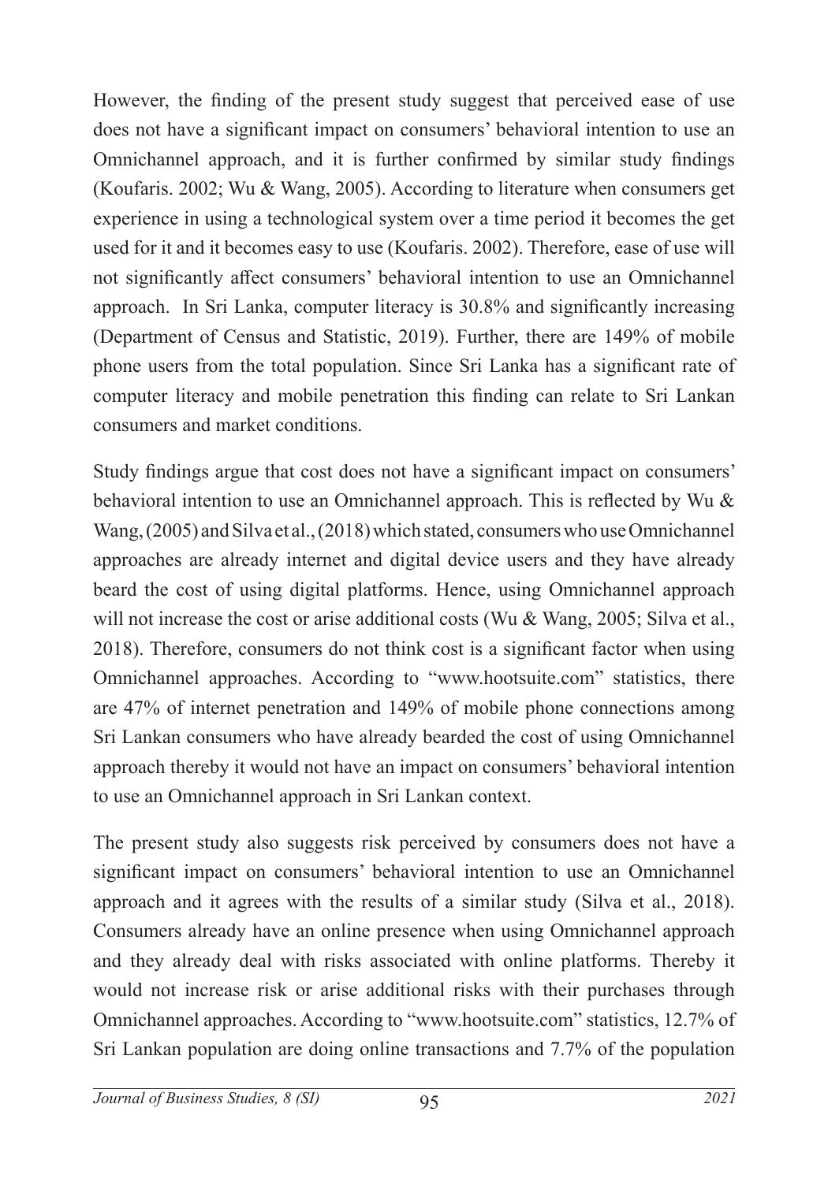However, the finding of the present study suggest that perceived ease of use does not have a significant impact on consumers' behavioral intention to use an Omnichannel approach, and it is further confirmed by similar study findings (Koufaris. 2002; Wu & Wang, 2005). According to literature when consumers get experience in using a technological system over a time period it becomes the get used for it and it becomes easy to use (Koufaris. 2002). Therefore, ease of use will not significantly affect consumers' behavioral intention to use an Omnichannel approach. In Sri Lanka, computer literacy is 30.8% and significantly increasing (Department of Census and Statistic, 2019). Further, there are 149% of mobile phone users from the total population. Since Sri Lanka has a significant rate of computer literacy and mobile penetration this finding can relate to Sri Lankan consumers and market conditions.

Study findings argue that cost does not have a significant impact on consumers' behavioral intention to use an Omnichannel approach. This is reflected by Wu & Wang, (2005) and Silva et al., (2018) which stated, consumers who use Omnichannel approaches are already internet and digital device users and they have already beard the cost of using digital platforms. Hence, using Omnichannel approach will not increase the cost or arise additional costs (Wu & Wang, 2005; Silva et al., 2018). Therefore, consumers do not think cost is a significant factor when using Omnichannel approaches. According to "www.hootsuite.com" statistics, there are 47% of internet penetration and 149% of mobile phone connections among Sri Lankan consumers who have already bearded the cost of using Omnichannel approach thereby it would not have an impact on consumers' behavioral intention to use an Omnichannel approach in Sri Lankan context.

The present study also suggests risk perceived by consumers does not have a significant impact on consumers' behavioral intention to use an Omnichannel approach and it agrees with the results of a similar study (Silva et al., 2018). Consumers already have an online presence when using Omnichannel approach and they already deal with risks associated with online platforms. Thereby it would not increase risk or arise additional risks with their purchases through Omnichannel approaches. According to "www.hootsuite.com" statistics, 12.7% of Sri Lankan population are doing online transactions and 7.7% of the population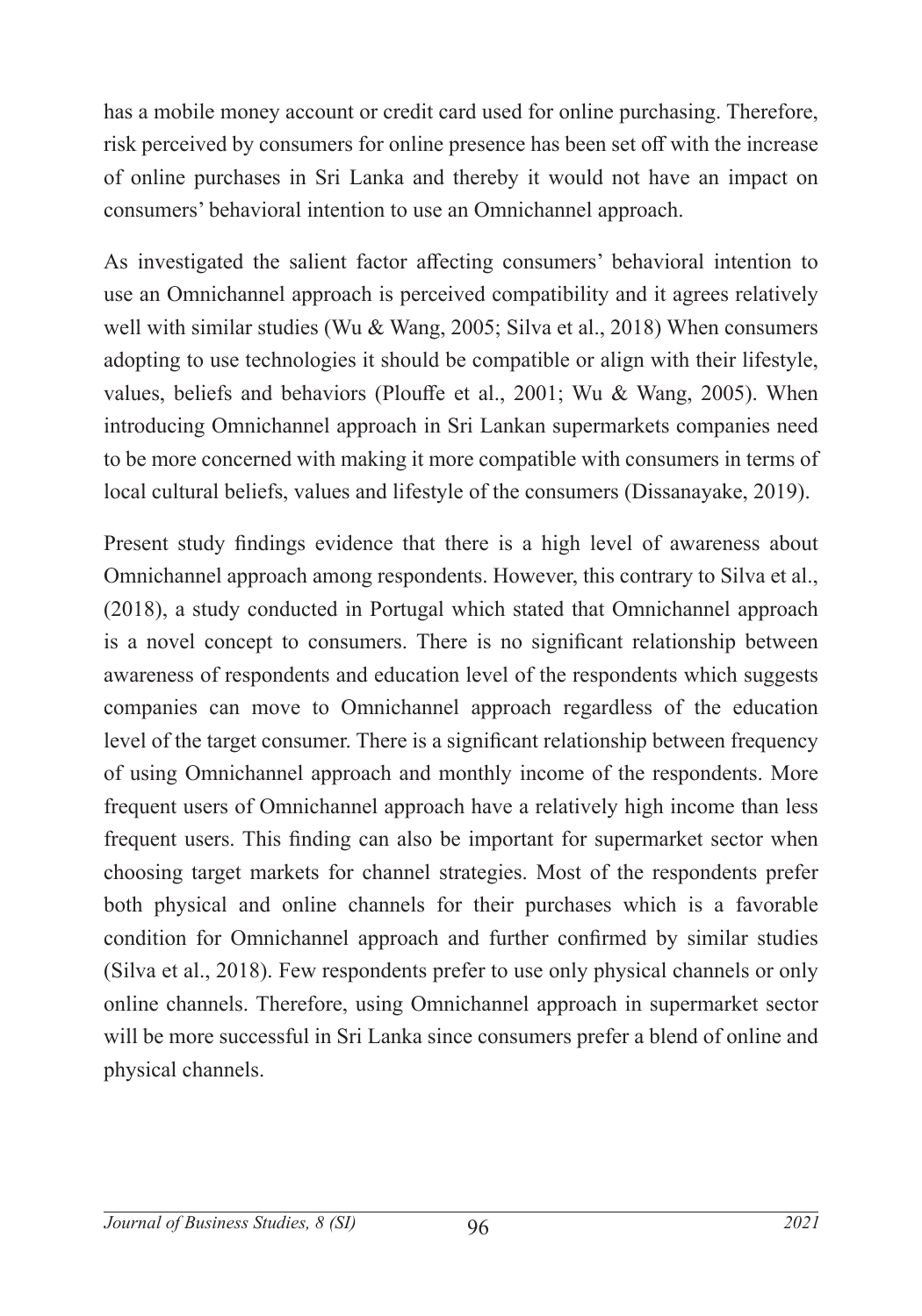has a mobile money account or credit card used for online purchasing. Therefore, risk perceived by consumers for online presence has been set off with the increase of online purchases in Sri Lanka and thereby it would not have an impact on consumers' behavioral intention to use an Omnichannel approach.

As investigated the salient factor affecting consumers' behavioral intention to use an Omnichannel approach is perceived compatibility and it agrees relatively well with similar studies (Wu & Wang, 2005; Silva et al., 2018) When consumers adopting to use technologies it should be compatible or align with their lifestyle, values, beliefs and behaviors (Plouffe et al., 2001; Wu & Wang, 2005). When introducing Omnichannel approach in Sri Lankan supermarkets companies need to be more concerned with making it more compatible with consumers in terms of local cultural beliefs, values and lifestyle of the consumers (Dissanayake, 2019).

Present study findings evidence that there is a high level of awareness about Omnichannel approach among respondents. However, this contrary to Silva et al., (2018), a study conducted in Portugal which stated that Omnichannel approach is a novel concept to consumers. There is no significant relationship between awareness of respondents and education level of the respondents which suggests companies can move to Omnichannel approach regardless of the education level of the target consumer. There is a significant relationship between frequency of using Omnichannel approach and monthly income of the respondents. More frequent users of Omnichannel approach have a relatively high income than less frequent users. This finding can also be important for supermarket sector when choosing target markets for channel strategies. Most of the respondents prefer both physical and online channels for their purchases which is a favorable condition for Omnichannel approach and further confirmed by similar studies (Silva et al., 2018). Few respondents prefer to use only physical channels or only online channels. Therefore, using Omnichannel approach in supermarket sector will be more successful in Sri Lanka since consumers prefer a blend of online and physical channels.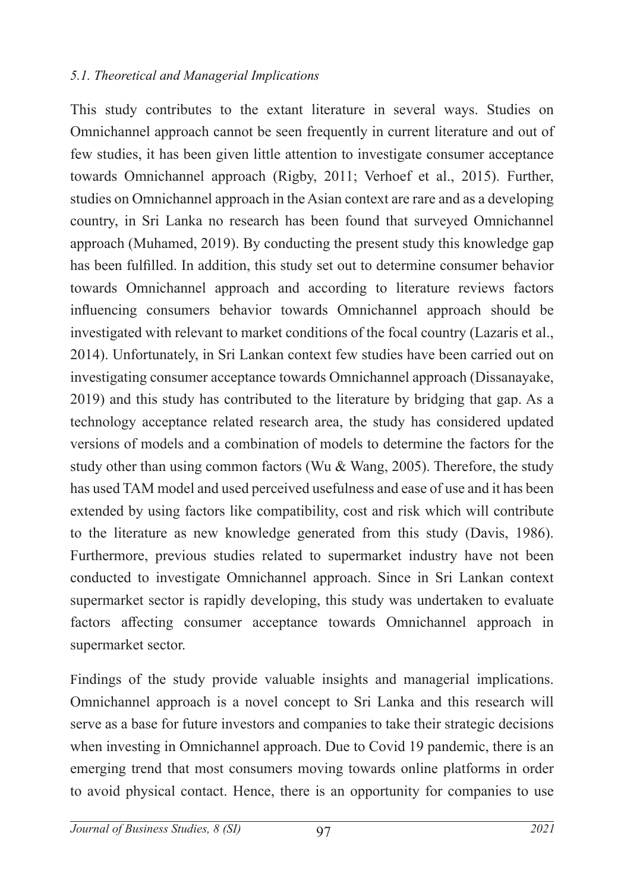### *5.1. Theoretical and Managerial Implications*

This study contributes to the extant literature in several ways. Studies on Omnichannel approach cannot be seen frequently in current literature and out of few studies, it has been given little attention to investigate consumer acceptance towards Omnichannel approach (Rigby, 2011; Verhoef et al., 2015). Further, studies on Omnichannel approach in the Asian context are rare and as a developing country, in Sri Lanka no research has been found that surveyed Omnichannel approach (Muhamed, 2019). By conducting the present study this knowledge gap has been fulfilled. In addition, this study set out to determine consumer behavior towards Omnichannel approach and according to literature reviews factors influencing consumers behavior towards Omnichannel approach should be investigated with relevant to market conditions of the focal country (Lazaris et al., 2014). Unfortunately, in Sri Lankan context few studies have been carried out on investigating consumer acceptance towards Omnichannel approach (Dissanayake, 2019) and this study has contributed to the literature by bridging that gap. As a technology acceptance related research area, the study has considered updated versions of models and a combination of models to determine the factors for the study other than using common factors (Wu & Wang, 2005). Therefore, the study has used TAM model and used perceived usefulness and ease of use and it has been extended by using factors like compatibility, cost and risk which will contribute to the literature as new knowledge generated from this study (Davis, 1986). Furthermore, previous studies related to supermarket industry have not been conducted to investigate Omnichannel approach. Since in Sri Lankan context supermarket sector is rapidly developing, this study was undertaken to evaluate factors affecting consumer acceptance towards Omnichannel approach in supermarket sector.

Findings of the study provide valuable insights and managerial implications. Omnichannel approach is a novel concept to Sri Lanka and this research will serve as a base for future investors and companies to take their strategic decisions when investing in Omnichannel approach. Due to Covid 19 pandemic, there is an emerging trend that most consumers moving towards online platforms in order to avoid physical contact. Hence, there is an opportunity for companies to use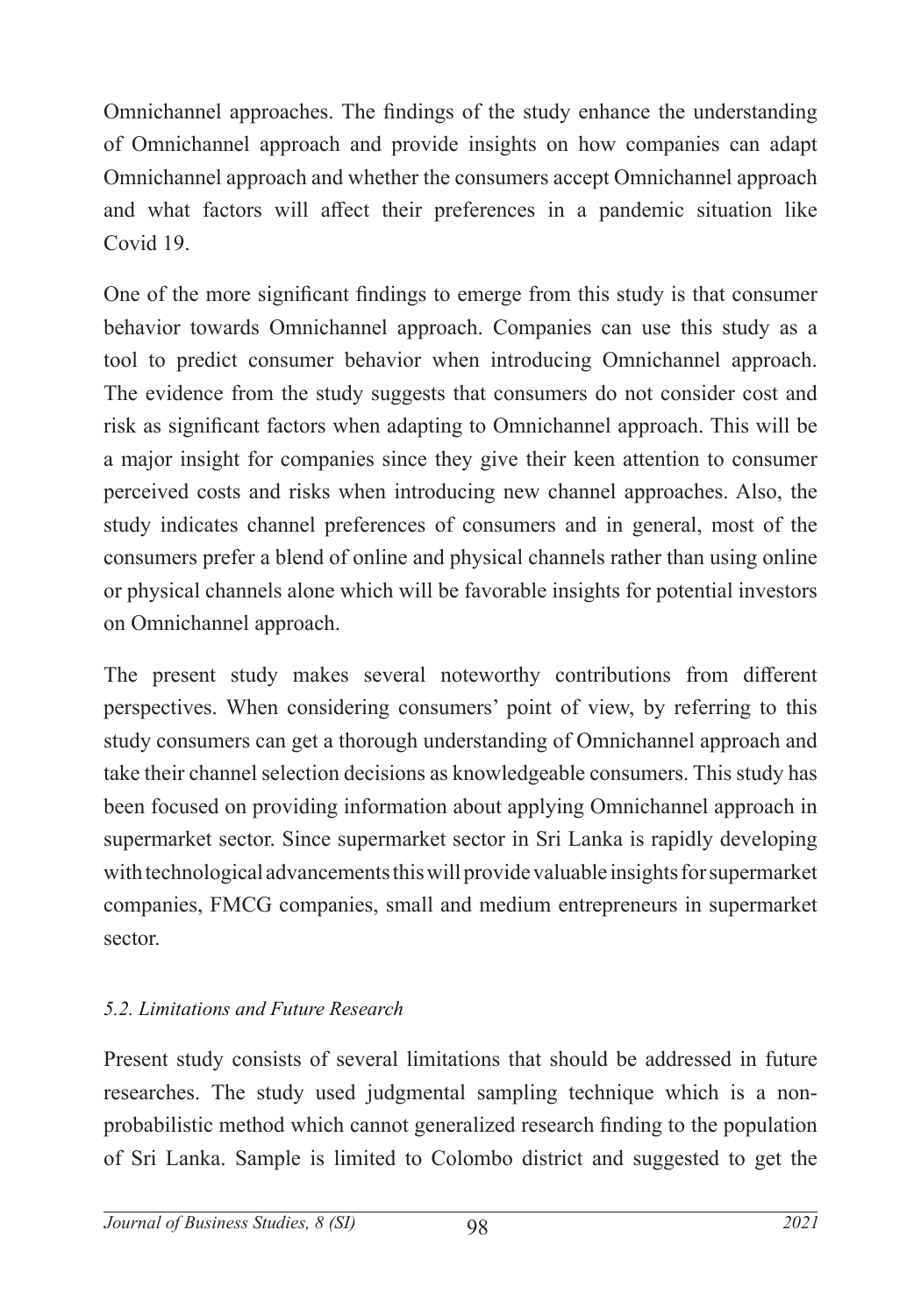Omnichannel approaches. The findings of the study enhance the understanding of Omnichannel approach and provide insights on how companies can adapt Omnichannel approach and whether the consumers accept Omnichannel approach and what factors will affect their preferences in a pandemic situation like Covid 19.

One of the more significant findings to emerge from this study is that consumer behavior towards Omnichannel approach. Companies can use this study as a tool to predict consumer behavior when introducing Omnichannel approach. The evidence from the study suggests that consumers do not consider cost and risk as significant factors when adapting to Omnichannel approach. This will be a major insight for companies since they give their keen attention to consumer perceived costs and risks when introducing new channel approaches. Also, the study indicates channel preferences of consumers and in general, most of the consumers prefer a blend of online and physical channels rather than using online or physical channels alone which will be favorable insights for potential investors on Omnichannel approach.

The present study makes several noteworthy contributions from different perspectives. When considering consumers' point of view, by referring to this study consumers can get a thorough understanding of Omnichannel approach and take their channel selection decisions as knowledgeable consumers. This study has been focused on providing information about applying Omnichannel approach in supermarket sector. Since supermarket sector in Sri Lanka is rapidly developing with technological advancements this will provide valuable insights for supermarket companies, FMCG companies, small and medium entrepreneurs in supermarket sector.

### *5.2. Limitations and Future Research*

Present study consists of several limitations that should be addressed in future researches. The study used judgmental sampling technique which is a non-probabilistic method which cannot generalized research finding to the population of Sri Lanka. Sample is limited to Colombo district and suggested to get the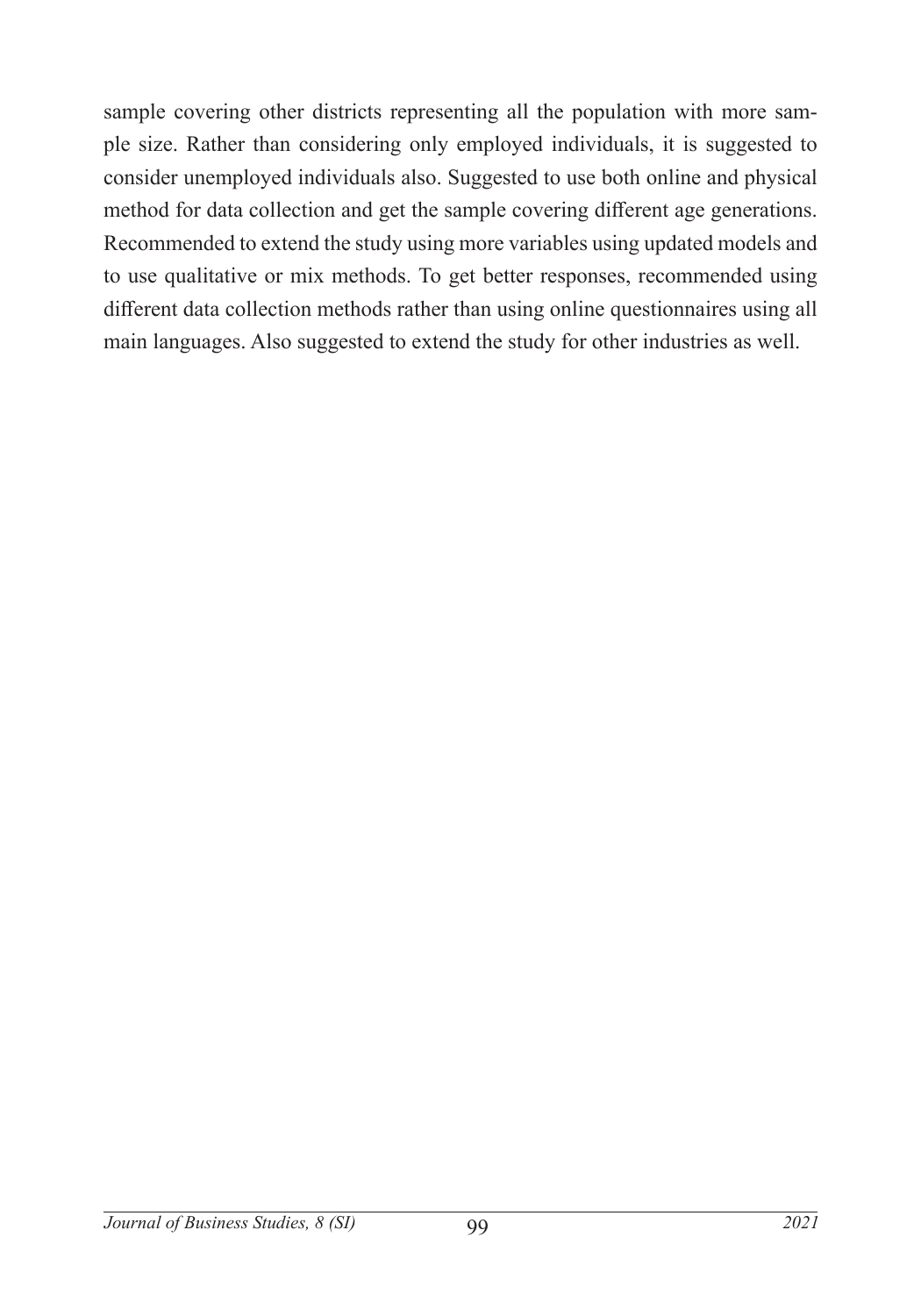sample covering other districts representing all the population with more sample size. Rather than considering only employed individuals, it is suggested to consider unemployed individuals also. Suggested to use both online and physical method for data collection and get the sample covering different age generations. Recommended to extend the study using more variables using updated models and to use qualitative or mix methods. To get better responses, recommended using different data collection methods rather than using online questionnaires using all main languages. Also suggested to extend the study for other industries as well.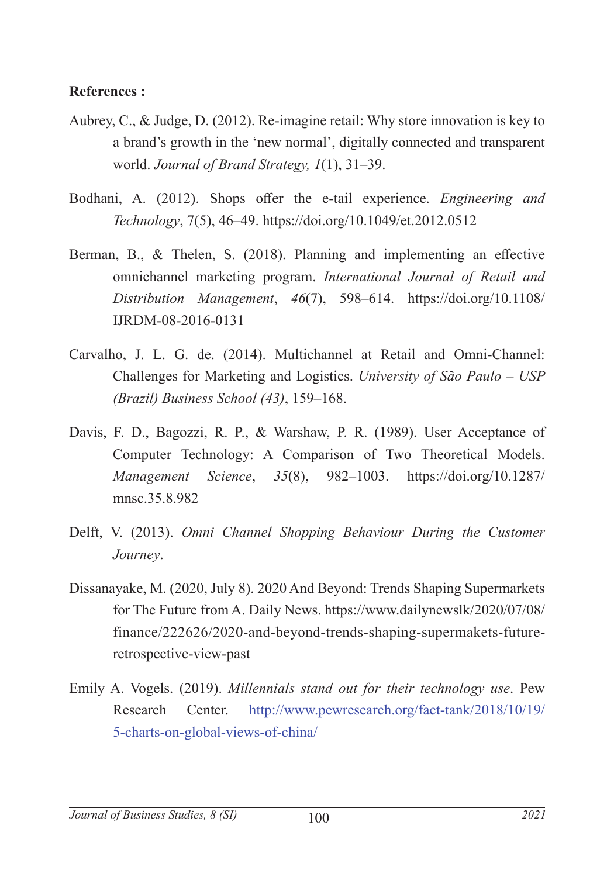**References :**

Aubrey, C., & Judge, D. (2012). Re-imagine retail: Why store innovation is key to a brand's growth in the 'new normal', digitally connected and transparent world. *Journal of Brand Strategy, 1*(1), 31–39.

Bodhani, A. (2012). Shops offer the e-tail experience. *Engineering and Technology*, 7(5), 46–49. https://doi.org/10.1049/et.2012.0512

Berman, B., & Thelen, S. (2018). Planning and implementing an effective omnichannel marketing program. *International Journal of Retail and Distribution Management*, *46*(7), 598–614. https://doi.org/10.1108/IJRDM-08-2016-0131

Carvalho, J. L. G. de. (2014). Multichannel at Retail and Omni-Channel: Challenges for Marketing and Logistics. *University of São Paulo – USP (Brazil) Business School (43)*, 159–168.

Davis, F. D., Bagozzi, R. P., & Warshaw, P. R. (1989). User Acceptance of Computer Technology: A Comparison of Two Theoretical Models. *Management Science*, *35*(8), 982–1003. https://doi.org/10.1287/mnsc.35.8.982

Delft, V. (2013). *Omni Channel Shopping Behaviour During the Customer Journey*.

Dissanayake, M. (2020, July 8). 2020 And Beyond: Trends Shaping Supermarkets for The Future from A. Daily News. https://www.dailynewslk/2020/07/08/finance/222626/2020-and-beyond-trends-shaping-supermakets-future-retrospective-view-past

Emily A. Vogels. (2019). *Millennials stand out for their technology use*. Pew Research Center. http://www.pewresearch.org/fact-tank/2018/10/19/5-charts-on-global-views-of-china/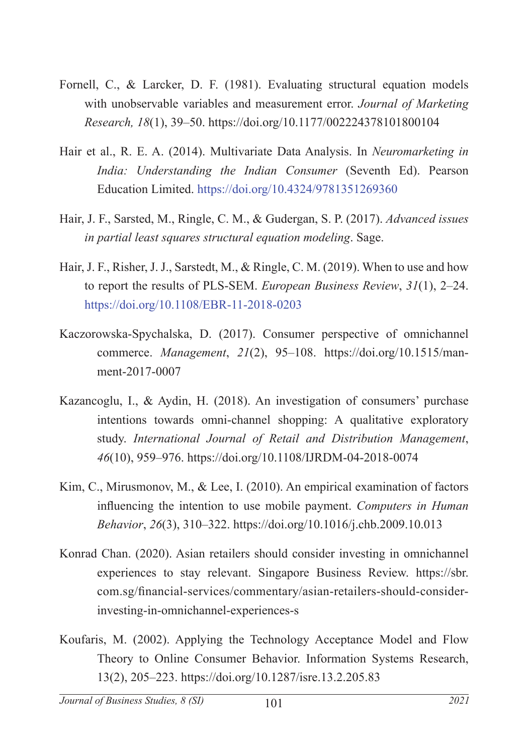Fornell, C., & Larcker, D. F. (1981). Evaluating structural equation models with unobservable variables and measurement error. *Journal of Marketing Research, 18*(1), 39–50. https://doi.org/10.1177/002224378101800104

Hair et al., R. E. A. (2014). Multivariate Data Analysis. In *Neuromarketing in India: Understanding the Indian Consumer* (Seventh Ed). Pearson Education Limited. https://doi.org/10.4324/9781351269360

Hair, J. F., Sarsted, M., Ringle, C. M., & Gudergan, S. P. (2017). *Advanced issues in partial least squares structural equation modeling*. Sage.

Hair, J. F., Risher, J. J., Sarstedt, M., & Ringle, C. M. (2019). When to use and how to report the results of PLS-SEM. *European Business Review*, *31*(1), 2–24. https://doi.org/10.1108/EBR-11-2018-0203

Kaczorowska-Spychalska, D. (2017). Consumer perspective of omnichannel commerce. *Management*, *21*(2), 95–108. https://doi.org/10.1515/manment-2017-0007

Kazancoglu, I., & Aydin, H. (2018). An investigation of consumers' purchase intentions towards omni-channel shopping: A qualitative exploratory study. *International Journal of Retail and Distribution Management*, *46*(10), 959–976. https://doi.org/10.1108/IJRDM-04-2018-0074

Kim, C., Mirusmonov, M., & Lee, I. (2010). An empirical examination of factors influencing the intention to use mobile payment. *Computers in Human Behavior*, *26*(3), 310–322. https://doi.org/10.1016/j.chb.2009.10.013

Konrad Chan. (2020). Asian retailers should consider investing in omnichannel experiences to stay relevant. Singapore Business Review. https://sbr.com.sg/financial-services/commentary/asian-retailers-should-consider-investing-in-omnichannel-experiences-s

Koufaris, M. (2002). Applying the Technology Acceptance Model and Flow Theory to Online Consumer Behavior. Information Systems Research, 13(2), 205–223. https://doi.org/10.1287/isre.13.2.205.83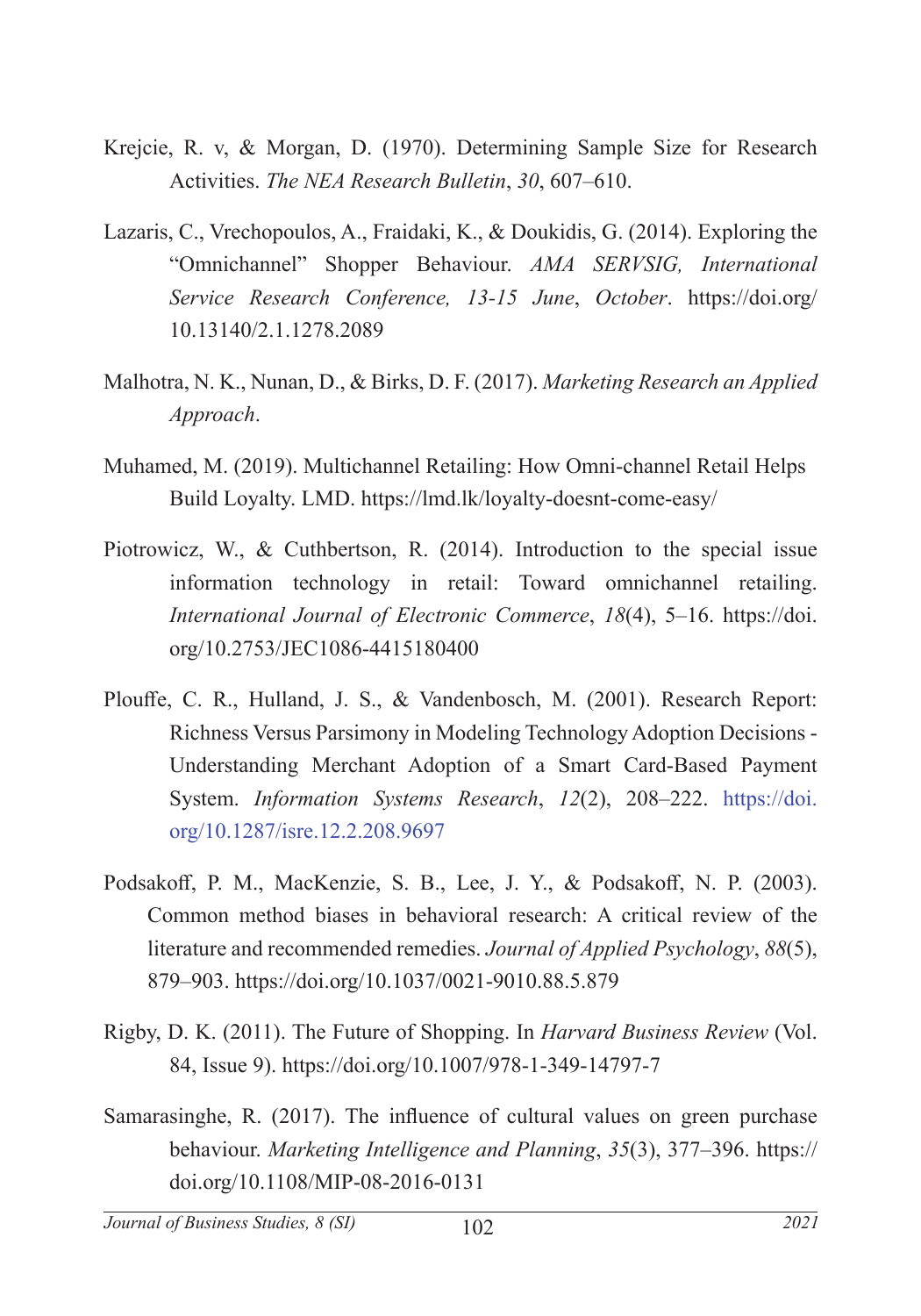Krejcie, R. v, & Morgan, D. (1970). Determining Sample Size for Research Activities. *The NEA Research Bulletin*, *30*, 607–610.

Lazaris, C., Vrechopoulos, A., Fraidaki, K., & Doukidis, G. (2014). Exploring the "Omnichannel" Shopper Behaviour. *AMA SERVSIG, International Service Research Conference, 13-15 June*, *October*. https://doi.org/10.13140/2.1.1278.2089

Malhotra, N. K., Nunan, D., & Birks, D. F. (2017). *Marketing Research an Applied Approach*.

Muhamed, M. (2019). Multichannel Retailing: How Omni-channel Retail Helps Build Loyalty. LMD. https://lmd.lk/loyalty-doesnt-come-easy/

Piotrowicz, W., & Cuthbertson, R. (2014). Introduction to the special issue information technology in retail: Toward omnichannel retailing. *International Journal of Electronic Commerce*, *18*(4), 5–16. https://doi.org/10.2753/JEC1086-4415180400

Plouffe, C. R., Hulland, J. S., & Vandenbosch, M. (2001). Research Report: Richness Versus Parsimony in Modeling Technology Adoption Decisions - Understanding Merchant Adoption of a Smart Card-Based Payment System. *Information Systems Research*, *12*(2), 208–222. https://doi.org/10.1287/isre.12.2.208.9697

Podsakoff, P. M., MacKenzie, S. B., Lee, J. Y., & Podsakoff, N. P. (2003). Common method biases in behavioral research: A critical review of the literature and recommended remedies. *Journal of Applied Psychology*, *88*(5), 879–903. https://doi.org/10.1037/0021-9010.88.5.879

Rigby, D. K. (2011). The Future of Shopping. In *Harvard Business Review* (Vol. 84, Issue 9). https://doi.org/10.1007/978-1-349-14797-7

Samarasinghe, R. (2017). The influence of cultural values on green purchase behaviour. *Marketing Intelligence and Planning*, *35*(3), 377–396. https://doi.org/10.1108/MIP-08-2016-0131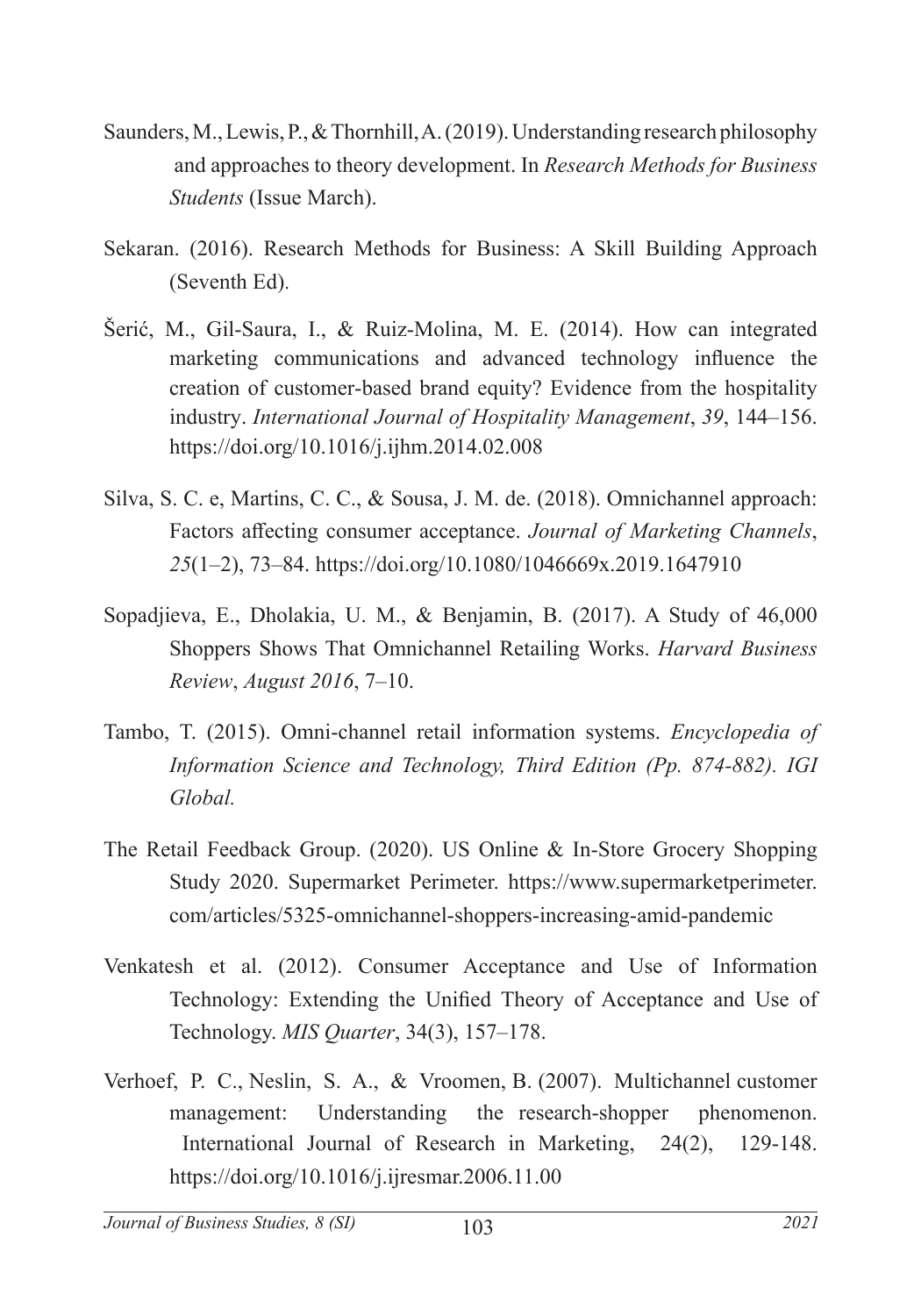Saunders, M., Lewis, P., & Thornhill, A. (2019). Understanding research philosophy and approaches to theory development. In *Research Methods for Business Students* (Issue March).

Sekaran. (2016). Research Methods for Business: A Skill Building Approach (Seventh Ed).

Šerić, M., Gil-Saura, I., & Ruiz-Molina, M. E. (2014). How can integrated marketing communications and advanced technology influence the creation of customer-based brand equity? Evidence from the hospitality industry. *International Journal of Hospitality Management*, *39*, 144–156. https://doi.org/10.1016/j.ijhm.2014.02.008

Silva, S. C. e, Martins, C. C., & Sousa, J. M. de. (2018). Omnichannel approach: Factors affecting consumer acceptance. *Journal of Marketing Channels*, *25*(1–2), 73–84. https://doi.org/10.1080/1046669x.2019.1647910

Sopadjieva, E., Dholakia, U. M., & Benjamin, B. (2017). A Study of 46,000 Shoppers Shows That Omnichannel Retailing Works. *Harvard Business Review*, *August 2016*, 7–10.

Tambo, T. (2015). Omni-channel retail information systems. *Encyclopedia of Information Science and Technology, Third Edition (Pp. 874-882). IGI Global.*

The Retail Feedback Group. (2020). US Online & In-Store Grocery Shopping Study 2020. Supermarket Perimeter. https://www.supermarketperimeter.com/articles/5325-omnichannel-shoppers-increasing-amid-pandemic

Venkatesh et al. (2012). Consumer Acceptance and Use of Information Technology: Extending the Unified Theory of Acceptance and Use of Technology. *MIS Quarter*, 34(3), 157–178.

Verhoef, P. C., Neslin, S. A., & Vroomen, B. (2007). Multichannel customer management: Understanding the research-shopper phenomenon. International Journal of Research in Marketing, 24(2), 129-148. https://doi.org/10.1016/j.ijresmar.2006.11.00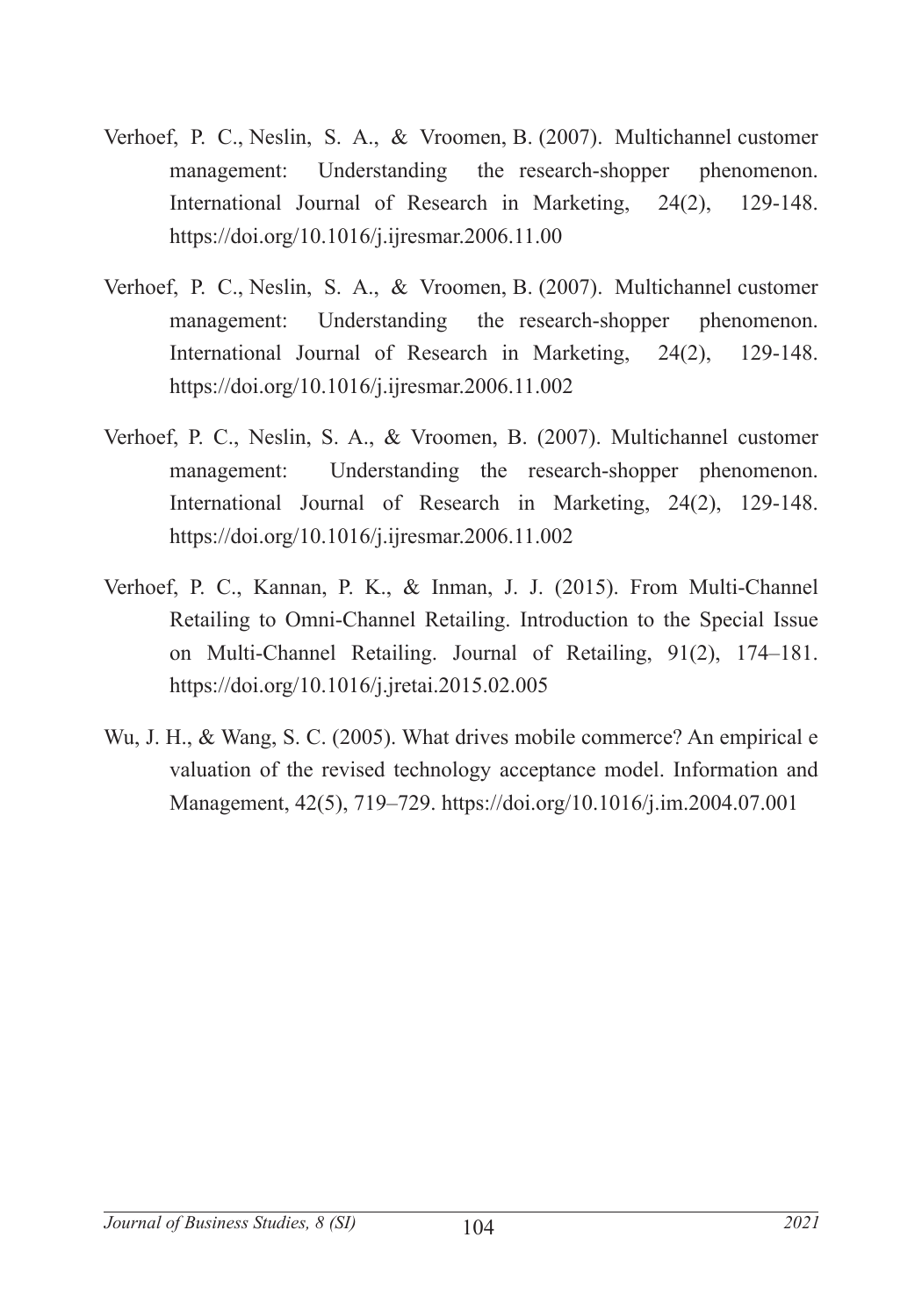Verhoef, P. C., Neslin, S. A., & Vroomen, B. (2007). Multichannel customer management: Understanding the research-shopper phenomenon. International Journal of Research in Marketing, 24(2), 129-148. https://doi.org/10.1016/j.ijresmar.2006.11.00

Verhoef, P. C., Neslin, S. A., & Vroomen, B. (2007). Multichannel customer management: Understanding the research-shopper phenomenon. International Journal of Research in Marketing, 24(2), 129-148. https://doi.org/10.1016/j.ijresmar.2006.11.002

Verhoef, P. C., Neslin, S. A., & Vroomen, B. (2007). Multichannel customer management: Understanding the research-shopper phenomenon. International Journal of Research in Marketing, 24(2), 129-148. https://doi.org/10.1016/j.ijresmar.2006.11.002

Verhoef, P. C., Kannan, P. K., & Inman, J. J. (2015). From Multi-Channel Retailing to Omni-Channel Retailing. Introduction to the Special Issue on Multi-Channel Retailing. Journal of Retailing, 91(2), 174–181. https://doi.org/10.1016/j.jretai.2015.02.005

Wu, J. H., & Wang, S. C. (2005). What drives mobile commerce? An empirical e valuation of the revised technology acceptance model. Information and Management, 42(5), 719–729. https://doi.org/10.1016/j.im.2004.07.001